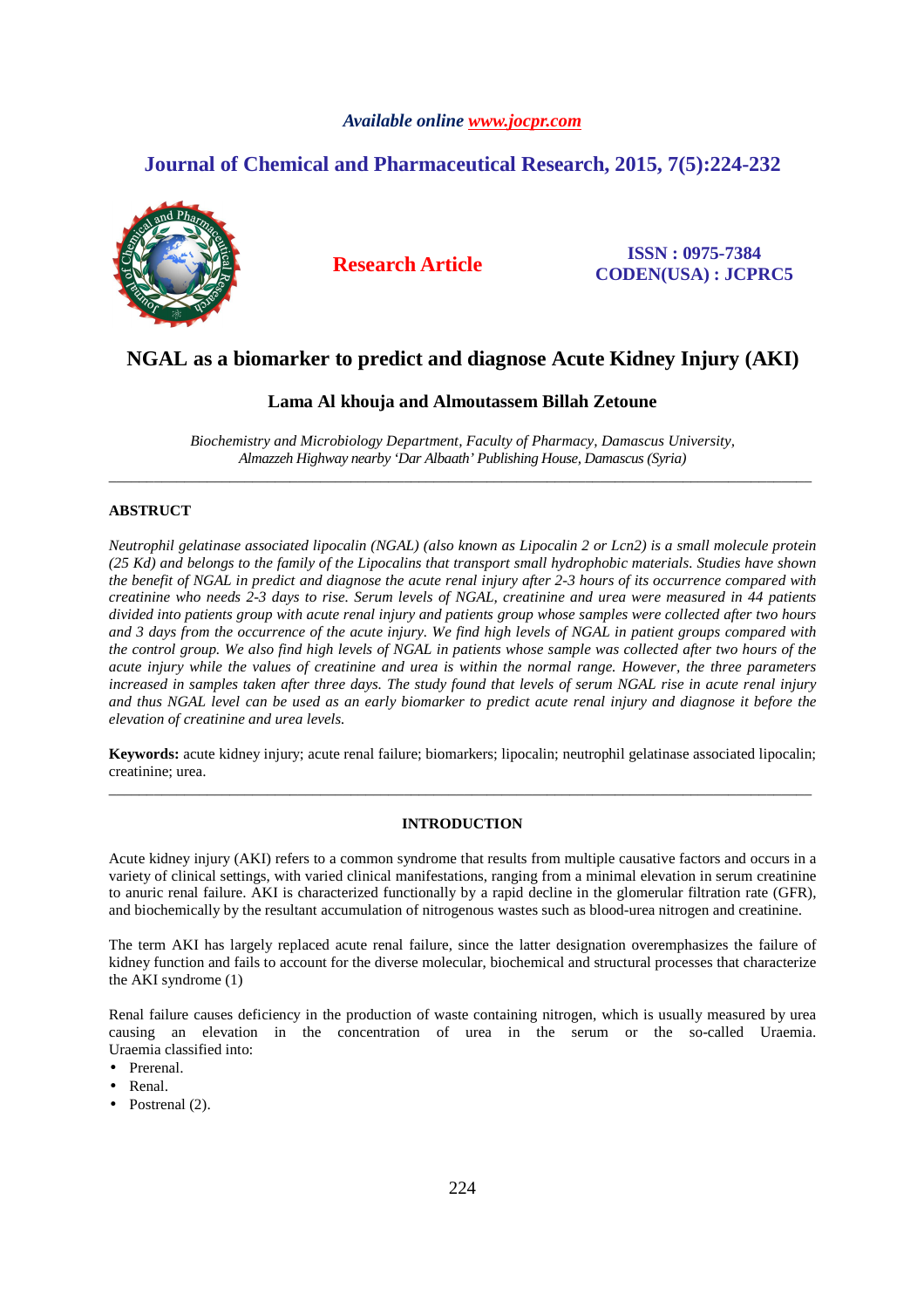*Available online www.jocpr.com*

## Journal of Chemical and Pharmaceutical Research, 2015, 7(5):224-232

**Research Article**

**ISSN : 0975-7384**
**CODEN(USA) : JCPRC5**

# NGAL as a biomarker to predict and diagnose Acute Kidney Injury (AKI)

**Lama Al khouja and Almoutassem Billah Zetoune**

*Biochemistry and Microbiology Department, Faculty of Pharmacy, Damascus University, Almazzeh Highway nearby 'Dar Albaath' Publishing House, Damascus (Syria)*

---

## ABSTRACT

*Neutrophil gelatinase associated lipocalin (NGAL) (also known as Lipocalin 2 or Lcn2) is a small molecule protein (25 Kd) and belongs to the family of the Lipocalins that transport small hydrophobic materials. Studies have shown the benefit of NGAL in predict and diagnose the acute renal injury after 2-3 hours of its occurrence compared with creatinine who needs 2-3 days to rise. Serum levels of NGAL, creatinine and urea were measured in 44 patients divided into patients group with acute renal injury and patients group whose samples were collected after two hours and 3 days from the occurrence of the acute injury. We find high levels of NGAL in patient groups compared with the control group. We also find high levels of NGAL in patients whose sample was collected after two hours of the acute injury while the values of creatinine and urea is within the normal range. However, the three parameters increased in samples taken after three days. The study found that levels of serum NGAL rise in acute renal injury and thus NGAL level can be used as an early biomarker to predict acute renal injury and diagnose it before the elevation of creatinine and urea levels.*

**Keywords:** acute kidney injury; acute renal failure; biomarkers; lipocalin; neutrophil gelatinase associated lipocalin; creatinine; urea.

---

## INTRODUCTION

Acute kidney injury (AKI) refers to a common syndrome that results from multiple causative factors and occurs in a variety of clinical settings, with varied clinical manifestations, ranging from a minimal elevation in serum creatinine to anuric renal failure. AKI is characterized functionally by a rapid decline in the glomerular filtration rate (GFR), and biochemically by the resultant accumulation of nitrogenous wastes such as blood-urea nitrogen and creatinine.

The term AKI has largely replaced acute renal failure, since the latter designation overemphasizes the failure of kidney function and fails to account for the diverse molecular, biochemical and structural processes that characterize the AKI syndrome (1)

Renal failure causes deficiency in the production of waste containing nitrogen, which is usually measured by urea causing an elevation in the concentration of urea in the serum or the so-called Uraemia. Uraemia classified into:

- Prerenal.
- Renal.
- Postrenal (2).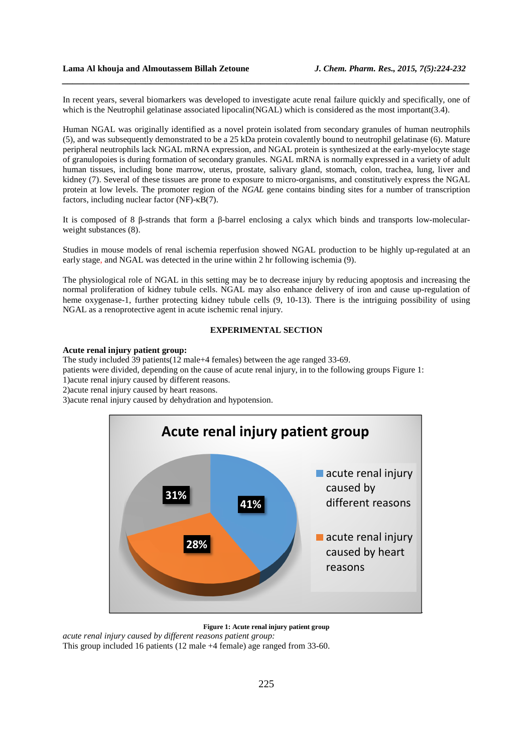In recent years, several biomarkers was developed to investigate acute renal failure quickly and specifically, one of which is the Neutrophil gelatinase associated lipocalin(NGAL) which is considered as the most important(3.4).

Human NGAL was originally identified as a novel protein isolated from secondary granules of human neutrophils (5), and was subsequently demonstrated to be a 25 kDa protein covalently bound to neutrophil gelatinase (6). Mature peripheral neutrophils lack NGAL mRNA expression, and NGAL protein is synthesized at the early-myelocyte stage of granulopoies is during formation of secondary granules. NGAL mRNA is normally expressed in a variety of adult human tissues, including bone marrow, uterus, prostate, salivary gland, stomach, colon, trachea, lung, liver and kidney (7). Several of these tissues are prone to exposure to micro-organisms, and constitutively express the NGAL protein at low levels. The promoter region of the *NGAL* gene contains binding sites for a number of transcription factors, including nuclear factor (NF)-κB(7).

It is composed of 8 β-strands that form a β-barrel enclosing a calyx which binds and transports low-molecular-weight substances (8).

Studies in mouse models of renal ischemia reperfusion showed NGAL production to be highly up-regulated at an early stage, and NGAL was detected in the urine within 2 hr following ischemia (9).

The physiological role of NGAL in this setting may be to decrease injury by reducing apoptosis and increasing the normal proliferation of kidney tubule cells. NGAL may also enhance delivery of iron and cause up-regulation of heme oxygenase-1, further protecting kidney tubule cells (9, 10-13). There is the intriguing possibility of using NGAL as a renoprotective agent in acute ischemic renal injury.

## EXPERIMENTAL SECTION

**Acute renal injury patient group:**
The study included 39 patients(12 male+4 females) between the age ranged 33-69.
patients were divided, depending on the cause of acute renal injury, in to the following groups Figure 1:
1)acute renal injury caused by different reasons.
2)acute renal injury caused by heart reasons.
3)acute renal injury caused by dehydration and hypotension.

**Figure 1: Acute renal injury patient group**

*acute renal injury caused by different reasons patient group:*
This group included 16 patients (12 male +4 female) age ranged from 33-60.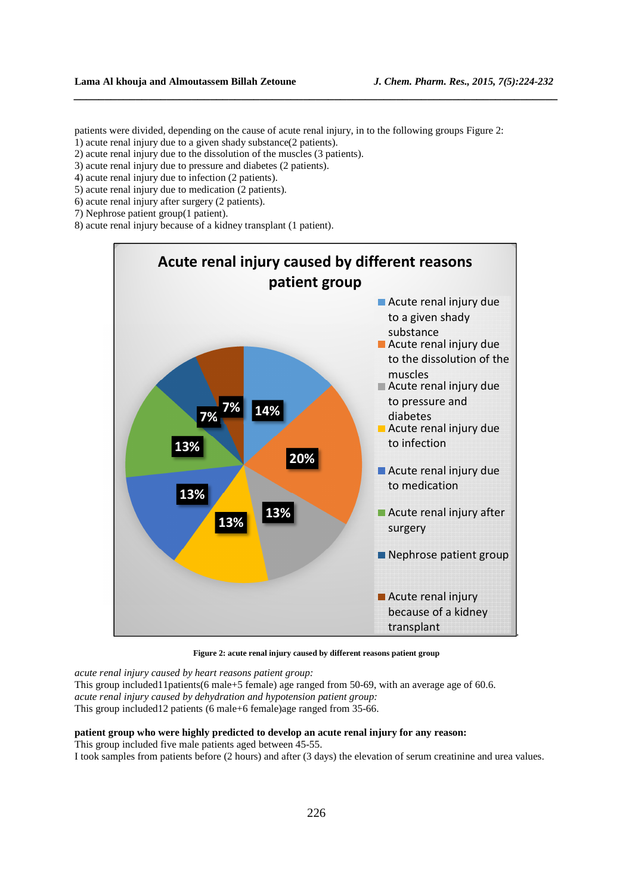patients were divided, depending on the cause of acute renal injury, in to the following groups Figure 2:
1) acute renal injury due to a given shady substance(2 patients).
2) acute renal injury due to the dissolution of the muscles (3 patients).
3) acute renal injury due to pressure and diabetes (2 patients).
4) acute renal injury due to infection (2 patients).
5) acute renal injury due to medication (2 patients).
6) acute renal injury after surgery (2 patients).
7) Nephrose patient group(1 patient).
8) acute renal injury because of a kidney transplant (1 patient).

**Figure 2: acute renal injury caused by different reasons patient group**

*acute renal injury caused by heart reasons patient group:*
This group included11patients(6 male+5 female) age ranged from 50-69, with an average age of 60.6.
*acute renal injury caused by dehydration and hypotension patient group:*
This group included12 patients (6 male+6 female)age ranged from 35-66.

**patient group who were highly predicted to develop an acute renal injury for any reason:**
This group included five male patients aged between 45-55.
I took samples from patients before (2 hours) and after (3 days) the elevation of serum creatinine and urea values.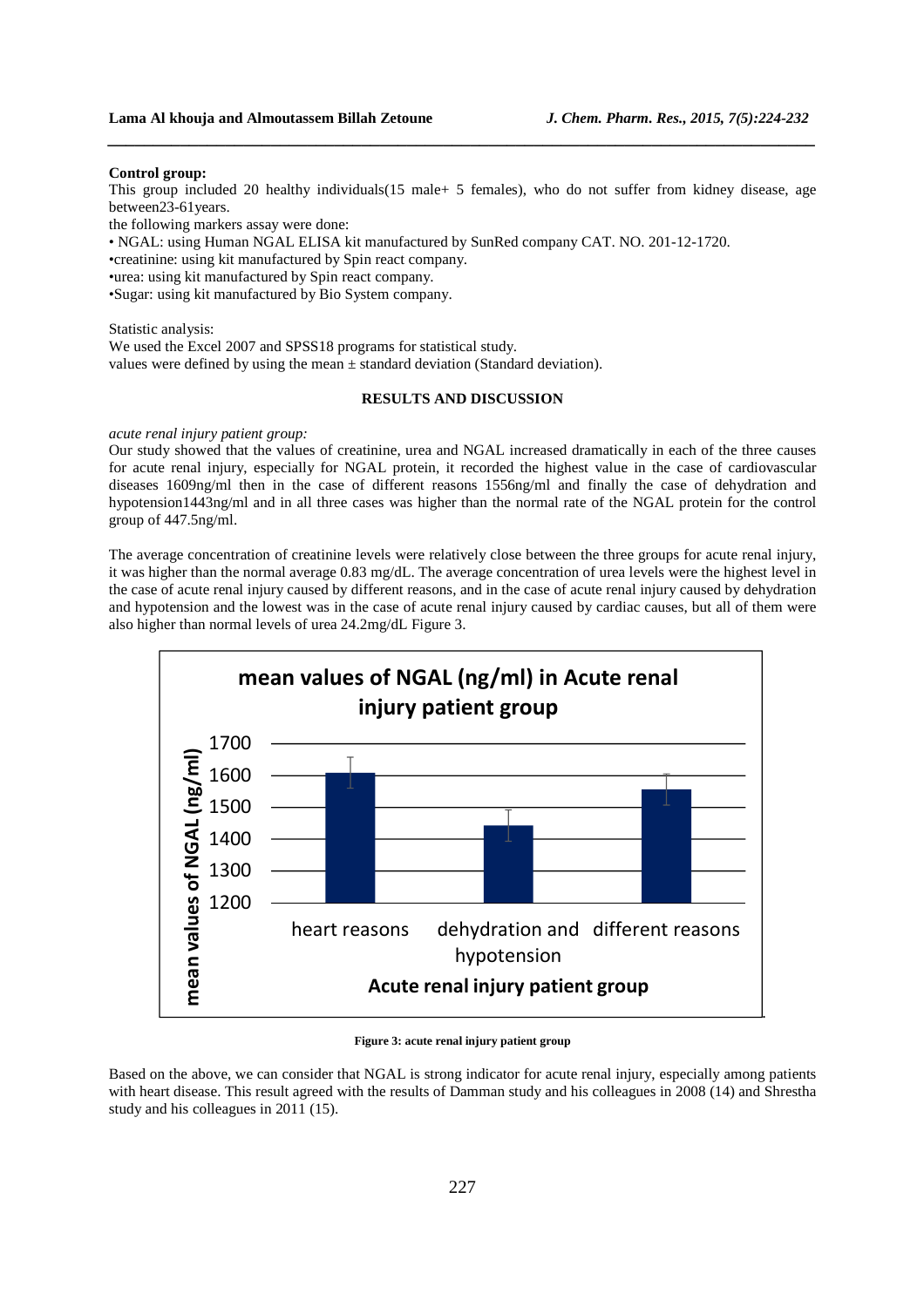**Control group:**

This group included 20 healthy individuals(15 male+ 5 females), who do not suffer from kidney disease, age between23-61years.

the following markers assay were done:

- NGAL: using Human NGAL ELISA kit manufactured by SunRed company CAT. NO. 201-12-1720.
- creatinine: using kit manufactured by Spin react company.
- urea: using kit manufactured by Spin react company.
- Sugar: using kit manufactured by Bio System company.

Statistic analysis:

We used the Excel 2007 and SPSS18 programs for statistical study.

values were defined by using the mean ± standard deviation (Standard deviation).

## RESULTS AND DISCUSSION

*acute renal injury patient group:*

Our study showed that the values of creatinine, urea and NGAL increased dramatically in each of the three causes for acute renal injury, especially for NGAL protein, it recorded the highest value in the case of cardiovascular diseases 1609ng/ml then in the case of different reasons 1556ng/ml and finally the case of dehydration and hypotension1443ng/ml and in all three cases was higher than the normal rate of the NGAL protein for the control group of 447.5ng/ml.

The average concentration of creatinine levels were relatively close between the three groups for acute renal injury, it was higher than the normal average 0.83 mg/dL. The average concentration of urea levels were the highest level in the case of acute renal injury caused by different reasons, and in the case of acute renal injury caused by dehydration and hypotension and the lowest was in the case of acute renal injury caused by cardiac causes, but all of them were also higher than normal levels of urea 24.2mg/dL Figure 3.

**Figure 3: acute renal injury patient group**

Based on the above, we can consider that NGAL is strong indicator for acute renal injury, especially among patients with heart disease. This result agreed with the results of Damman study and his colleagues in 2008 (14) and Shrestha study and his colleagues in 2011 (15).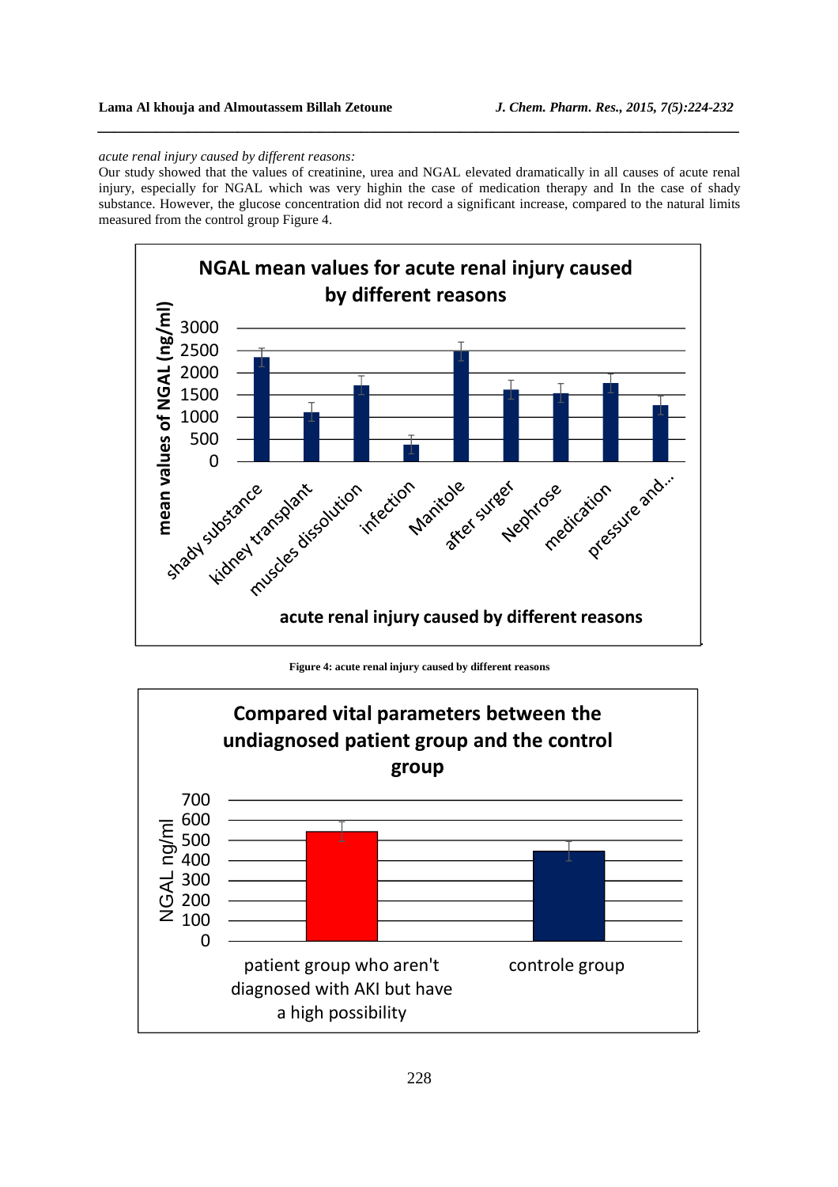*acute renal injury caused by different reasons:*

Our study showed that the values of creatinine, urea and NGAL elevated dramatically in all causes of acute renal injury, especially for NGAL which was very highin the case of medication therapy and In the case of shady substance. However, the glucose concentration did not record a significant increase, compared to the natural limits measured from the control group Figure 4.

**Figure 4: acute renal injury caused by different reasons**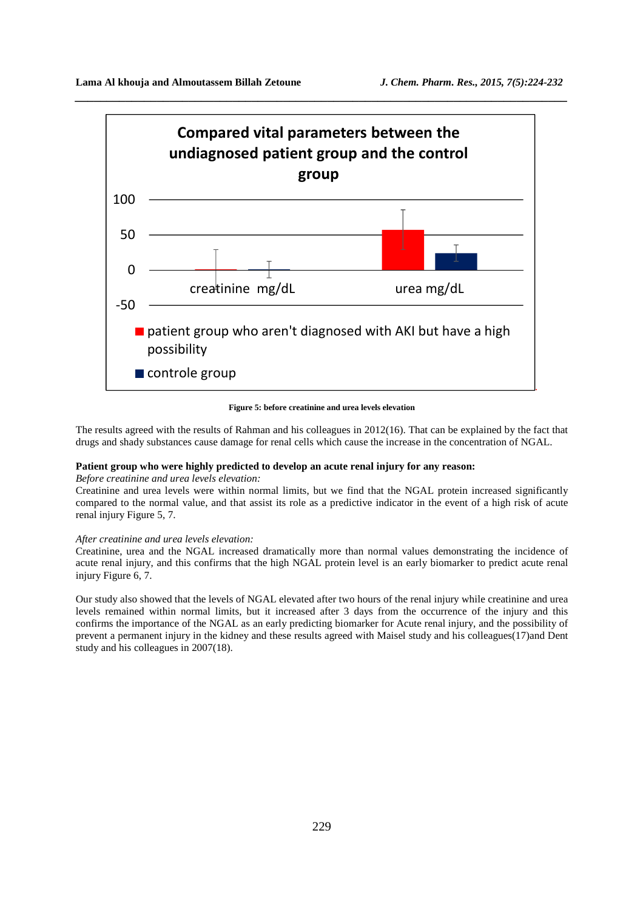Figure 5: before creatinine and urea levels elevation

The results agreed with the results of Rahman and his colleagues in 2012(16). That can be explained by the fact that drugs and shady substances cause damage for renal cells which cause the increase in the concentration of NGAL.

**Patient group who were highly predicted to develop an acute renal injury for any reason:**

*Before creatinine and urea levels elevation:*

Creatinine and urea levels were within normal limits, but we find that the NGAL protein increased significantly compared to the normal value, and that assist its role as a predictive indicator in the event of a high risk of acute renal injury Figure 5, 7.

*After creatinine and urea levels elevation:*

Creatinine, urea and the NGAL increased dramatically more than normal values demonstrating the incidence of acute renal injury, and this confirms that the high NGAL protein level is an early biomarker to predict acute renal injury Figure 6, 7.

Our study also showed that the levels of NGAL elevated after two hours of the renal injury while creatinine and urea levels remained within normal limits, but it increased after 3 days from the occurrence of the injury and this confirms the importance of the NGAL as an early predicting biomarker for Acute renal injury, and the possibility of prevent a permanent injury in the kidney and these results agreed with Maisel study and his colleagues(17)and Dent study and his colleagues in 2007(18).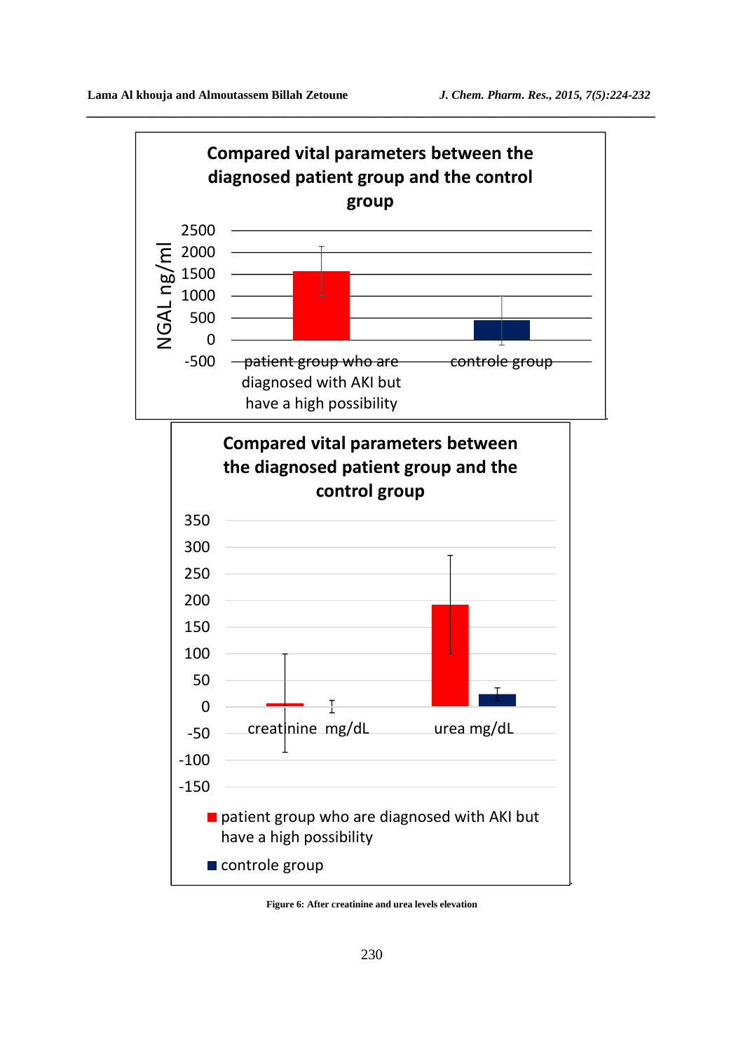**Compared vital parameters between the diagnosed patient group and the control group**

NGAL ng/ml

2500
2000
1500
1000
500
0
-500

patient group who are diagnosed with AKI but have a high possibility

controle group

**Compared vital parameters between the diagnosed patient group and the control group**

350
300
250
200
150
100
50
0
-50
-100
-150

creatinine mg/dL

urea mg/dL

- patient group who are diagnosed with AKI but have a high possibility
- controle group

**Figure 6: After creatinine and urea levels elevation**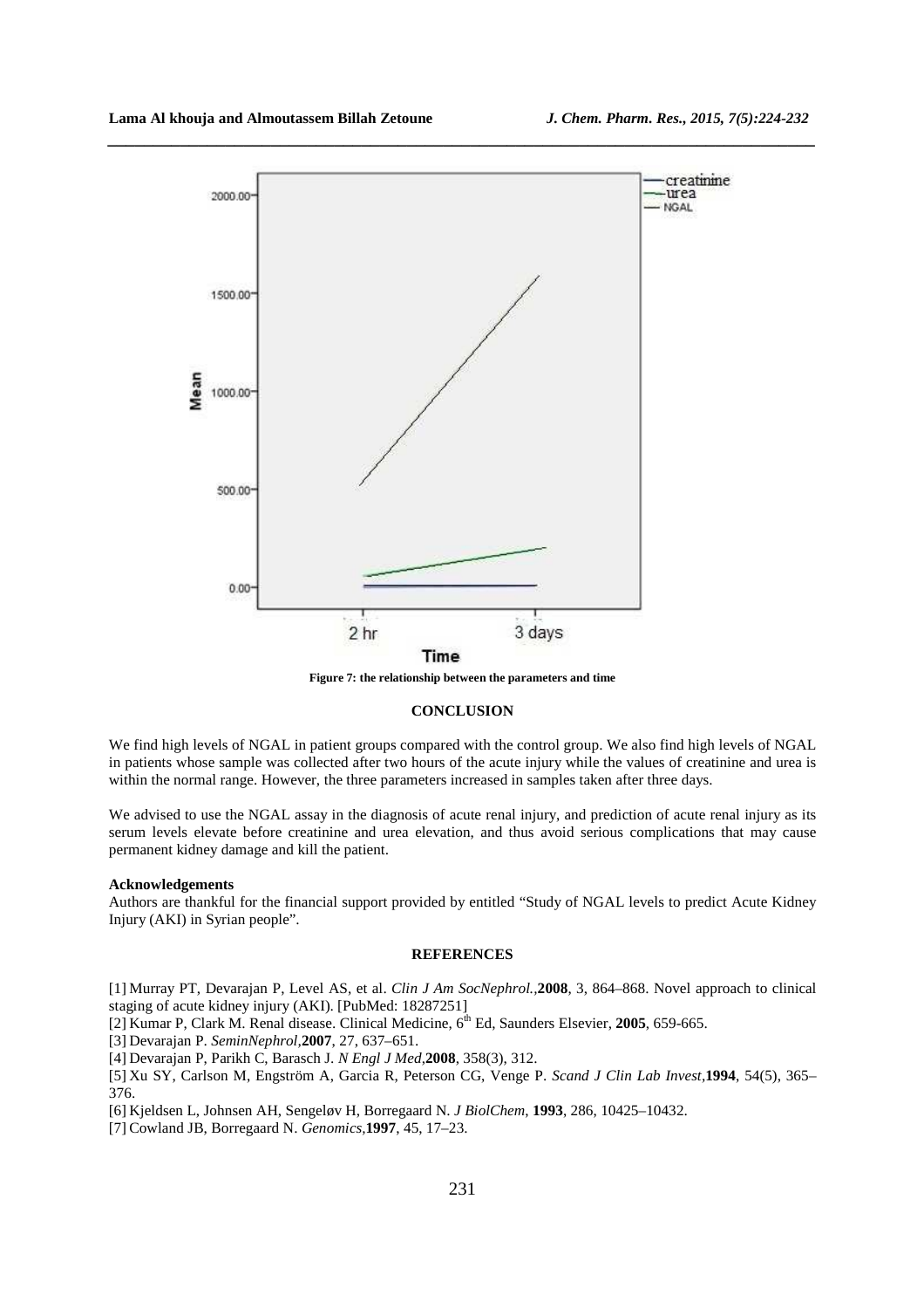Figure 7: the relationship between the parameters and time

## CONCLUSION

We find high levels of NGAL in patient groups compared with the control group. We also find high levels of NGAL in patients whose sample was collected after two hours of the acute injury while the values of creatinine and urea is within the normal range. However, the three parameters increased in samples taken after three days.

We advised to use the NGAL assay in the diagnosis of acute renal injury, and prediction of acute renal injury as its serum levels elevate before creatinine and urea elevation, and thus avoid serious complications that may cause permanent kidney damage and kill the patient.

### Acknowledgements

Authors are thankful for the financial support provided by entitled "Study of NGAL levels to predict Acute Kidney Injury (AKI) in Syrian people".

## REFERENCES

[1] Murray PT, Devarajan P, Level AS, et al. *Clin J Am SocNephrol.*,**2008**, 3, 864–868. Novel approach to clinical staging of acute kidney injury (AKI). [PubMed: 18287251]

[2] Kumar P, Clark M. Renal disease. Clinical Medicine, 6th Ed, Saunders Elsevier, **2005**, 659-665.

[3] Devarajan P. *SeminNephrol*,**2007**, 27, 637–651.

[4] Devarajan P, Parikh C, Barasch J. *N Engl J Med*,**2008**, 358(3), 312.

[5] Xu SY, Carlson M, Engström A, Garcia R, Peterson CG, Venge P. *Scand J Clin Lab Invest*,**1994**, 54(5), 365–376.

[6] Kjeldsen L, Johnsen AH, Sengeløv H, Borregaard N. *J BiolChem*, **1993**, 286, 10425–10432.

[7] Cowland JB, Borregaard N. *Genomics*,**1997**, 45, 17–23.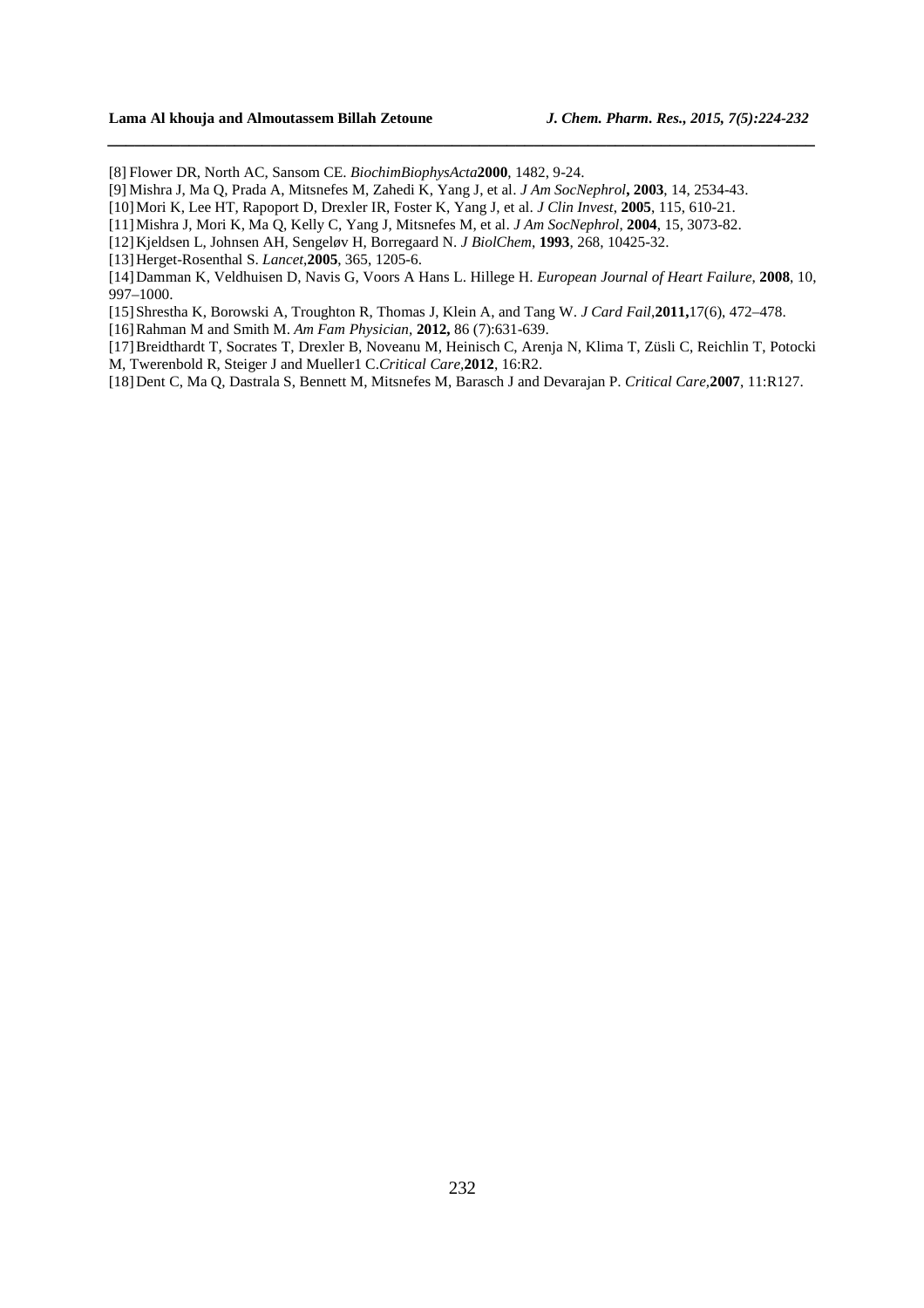[8] Flower DR, North AC, Sansom CE. *BiochimBiophysActa* **2000**, 1482, 9-24.

[9] Mishra J, Ma Q, Prada A, Mitsnefes M, Zahedi K, Yang J, et al. *J Am SocNephrol*, **2003**, 14, 2534-43.

[10] Mori K, Lee HT, Rapoport D, Drexler IR, Foster K, Yang J, et al. *J Clin Invest*, **2005**, 115, 610-21.

[11] Mishra J, Mori K, Ma Q, Kelly C, Yang J, Mitsnefes M, et al. *J Am SocNephrol*, **2004**, 15, 3073-82.

[12] Kjeldsen L, Johnsen AH, Sengeløv H, Borregaard N. *J BiolChem*, **1993**, 268, 10425-32.

[13] Herget-Rosenthal S. *Lancet*, **2005**, 365, 1205-6.

[14] Damman K, Veldhuisen D, Navis G, Voors A Hans L. Hillege H. *European Journal of Heart Failure*, **2008**, 10, 997–1000.

[15] Shrestha K, Borowski A, Troughton R, Thomas J, Klein A, and Tang W. *J Card Fail*, **2011,** 17(6), 472–478.

[16] Rahman M and Smith M. *Am Fam Physician*, **2012,** 86 (7):631-639.

[17] Breidthardt T, Socrates T, Drexler B, Noveanu M, Heinisch C, Arenja N, Klima T, Züsli C, Reichlin T, Potocki M, Twerenbold R, Steiger J and Mueller1 C. *Critical Care*, **2012**, 16:R2.

[18] Dent C, Ma Q, Dastrala S, Bennett M, Mitsnefes M, Barasch J and Devarajan P. *Critical Care*, **2007**, 11:R127.